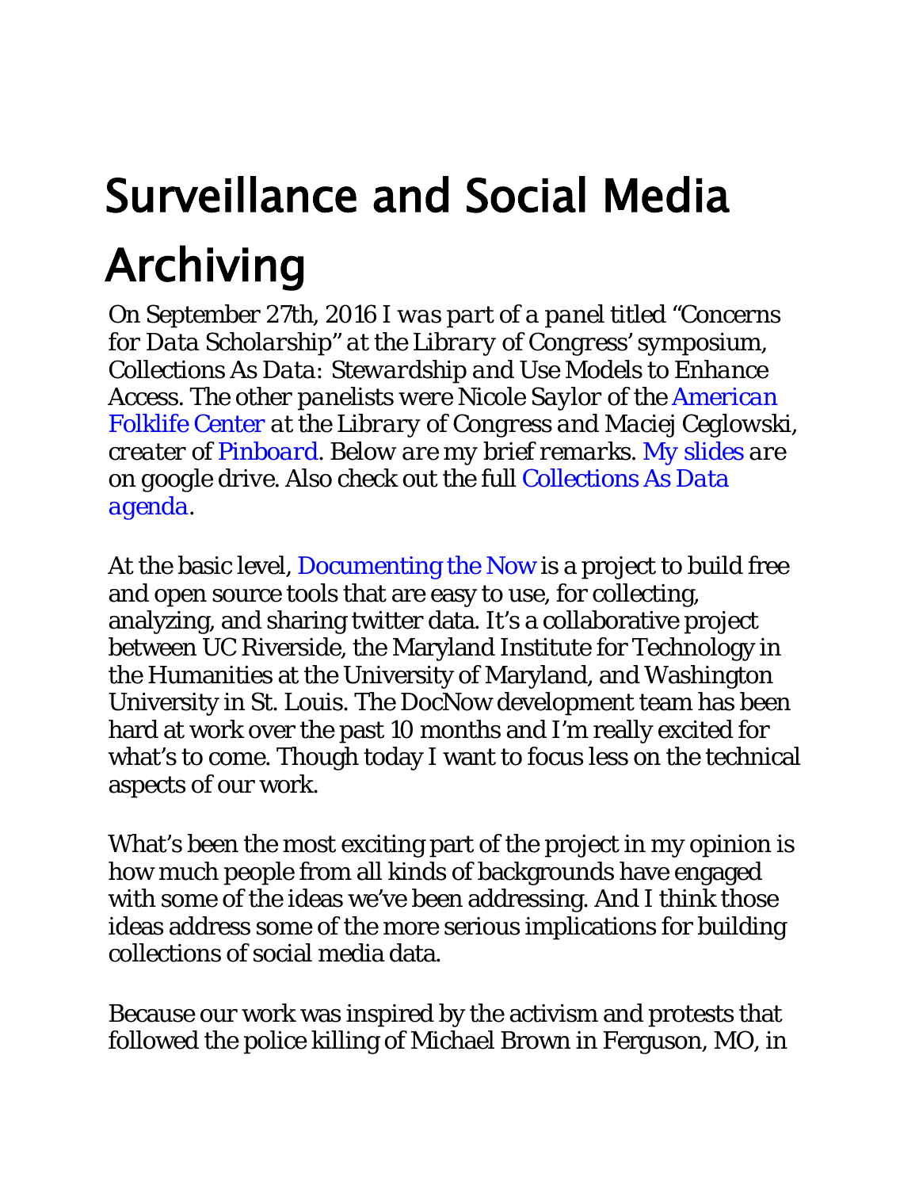# Surveillance and Social Media Archiving

*On September 27th, 2016 I was part of a panel titled "Concerns for Data Scholarship" at the Library of Congress' symposium, Collections As Data: Stewardship and Use Models to Enhance Access. The other panelists were Nicole Saylor of the American Folklife Center at the Library of Congress and Maciej Ceglowski, creater of Pinboard. Below are my brief remarks. My slides are on google drive. Also check out the full Collections As Data agenda.*

At the basic level, Documenting the Now is a project to build free and open source tools that are easy to use, for collecting, analyzing, and sharing twitter data. It's a collaborative project between UC Riverside, the Maryland Institute for Technology in the Humanities at the University of Maryland, and Washington University in St. Louis. The DocNow development team has been hard at work over the past 10 months and I'm really excited for what's to come. Though today I want to focus less on the technical aspects of our work.

What's been the most exciting part of the project in my opinion is how much people from all kinds of backgrounds have engaged with some of the ideas we've been addressing. And I think those ideas address some of the more serious implications for building collections of social media data.

Because our work was inspired by the activism and protests that followed the police killing of Michael Brown in Ferguson, MO, in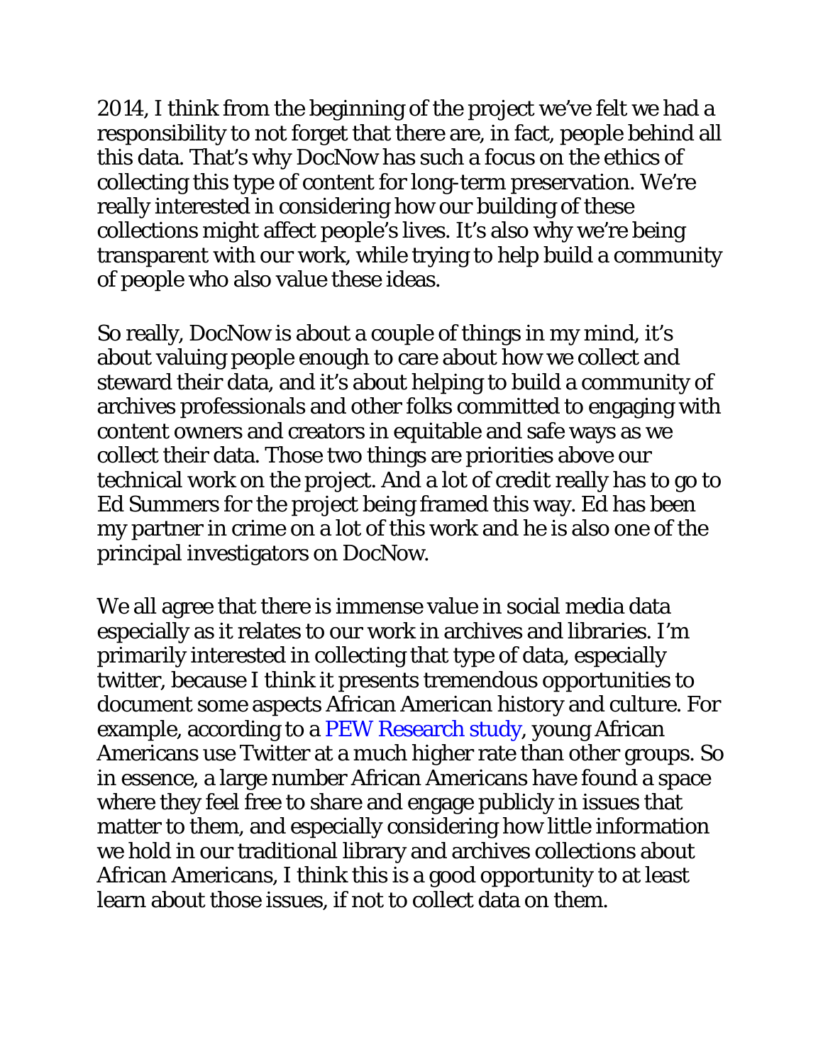2014, I think from the beginning of the project we've felt we had a responsibility to not forget that there are, in fact, people behind all this data. That's why DocNow has such a focus on the ethics of collecting this type of content for long-term preservation. We're really interested in considering how our building of these collections might affect people's lives. It's also why we're being transparent with our work, while trying to help build a community of people who also value these ideas.

So really, DocNow is about a couple of things in my mind, it's about valuing people enough to care about how we collect and steward their data, and it's about helping to build a community of archives professionals and other folks committed to engaging with content owners and creators in equitable and safe ways as we collect their data. Those two things are priorities above our technical work on the project. And a lot of credit really has to go to Ed Summers for the project being framed this way. Ed has been my partner in crime on a lot of this work and he is also one of the principal investigators on DocNow.

We all agree that there is immense value in social media data especially as it relates to our work in archives and libraries. I'm primarily interested in collecting that type of data, especially twitter, because I think it presents tremendous opportunities to document some aspects African American history and culture. For example, according to a PEW Research study, young African Americans use Twitter at a much higher rate than other groups. So in essence, a large number African Americans have found a space where they feel free to share and engage publicly in issues that matter to them, and especially considering how little information we hold in our traditional library and archives collections about African Americans, I think this is a good opportunity to at least learn about those issues, if not to collect data on them.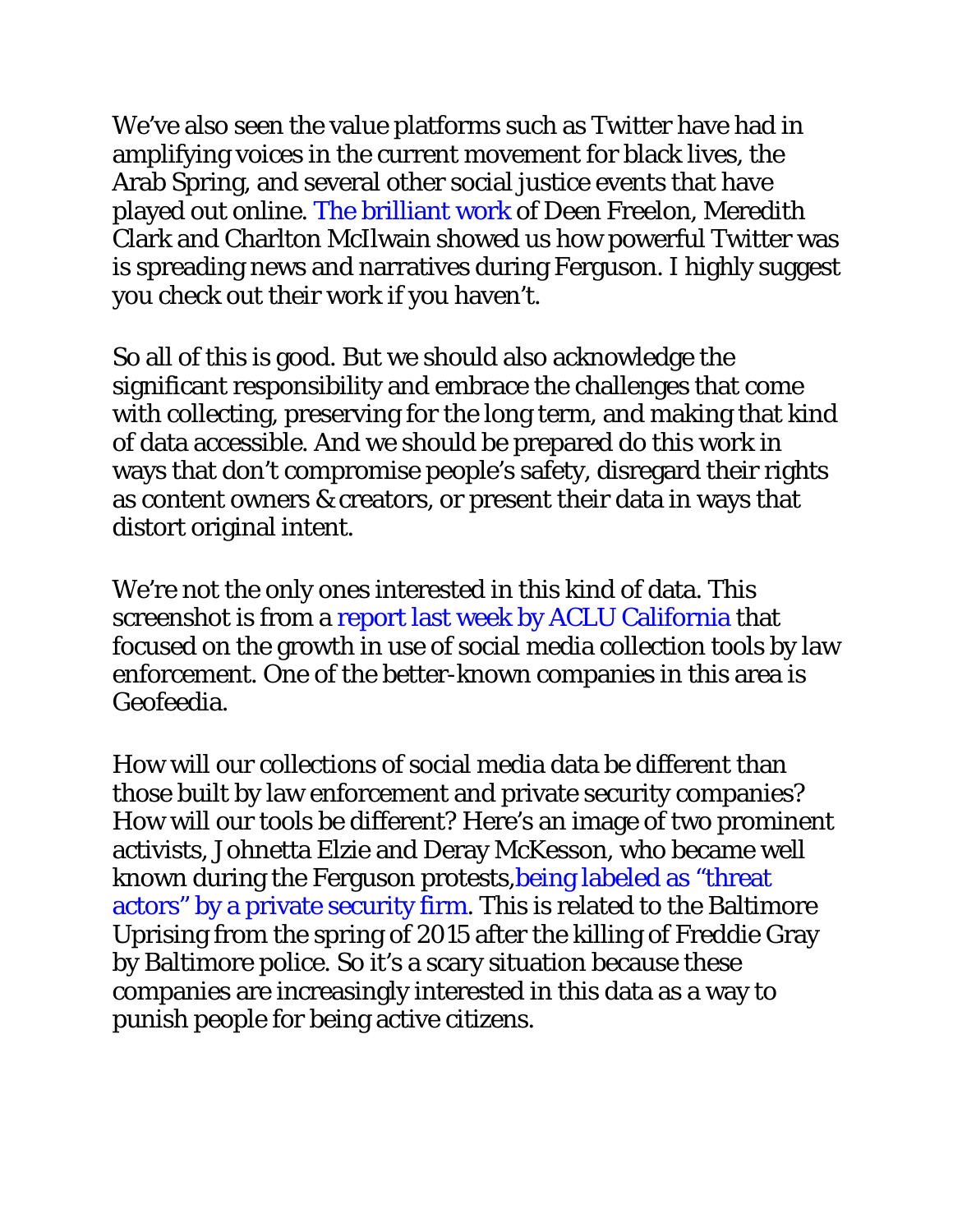We've also seen the value platforms such as Twitter have had in amplifying voices in the current movement for black lives, the Arab Spring, and several other social justice events that have played out online. The brilliant work of Deen Freelon, Meredith Clark and Charlton McIlwain showed us how powerful Twitter was is spreading news and narratives during Ferguson. I highly suggest you check out their work if you haven't.

So all of this is good. But we should also acknowledge the significant responsibility and embrace the challenges that come with collecting, preserving for the long term, and making that kind of data accessible. And we should be prepared do this work in ways that don't compromise people's safety, disregard their rights as content owners & creators, or present their data in ways that distort original intent.

We're not the only ones interested in this kind of data. This screenshot is from a report last week by ACLU California that focused on the growth in use of social media collection tools by law enforcement. One of the better-known companies in this area is Geofeedia.

How will our collections of social media data be different than those built by law enforcement and private security companies? How will our tools be different? Here's an image of two prominent activists, Johnetta Elzie and Deray McKesson, who became well known during the Ferguson protests,being labeled as "threat actors" by a private security firm. This is related to the Baltimore Uprising from the spring of 2015 after the killing of Freddie Gray by Baltimore police. So it's a scary situation because these companies are increasingly interested in this data as a way to punish people for being active citizens.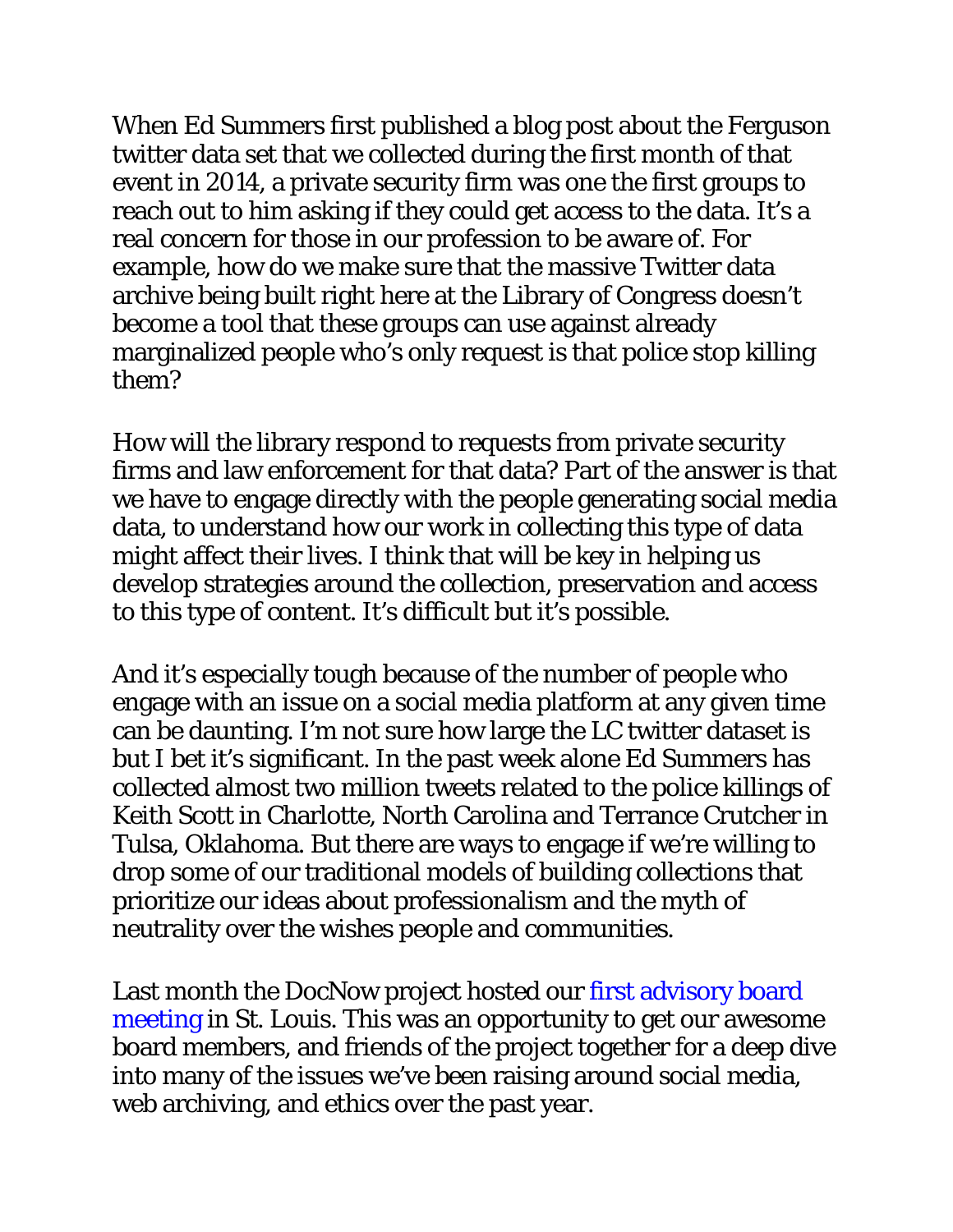When Ed Summers first published a blog post about the Ferguson twitter data set that we collected during the first month of that event in 2014, a private security firm was one the first groups to reach out to him asking if they could get access to the data. It's a real concern for those in our profession to be aware of. For example, how do we make sure that the massive Twitter data archive being built right here at the Library of Congress doesn't become a tool that these groups can use against already marginalized people who's only request is that police stop killing them?

How will the library respond to requests from private security firms and law enforcement for that data? Part of the answer is that we have to engage directly with the people generating social media data, to understand how our work in collecting this type of data might affect their lives. I think that will be key in helping us develop strategies around the collection, preservation and access to this type of content. It's difficult but it's possible.

And it's especially tough because of the number of people who engage with an issue on a social media platform at any given time can be daunting. I'm not sure how large the LC twitter dataset is but I bet it's significant. In the past week alone Ed Summers has collected almost two million tweets related to the police killings of Keith Scott in Charlotte, North Carolina and Terrance Crutcher in Tulsa, Oklahoma. But there are ways to engage if we're willing to drop some of our traditional models of building collections that prioritize our ideas about professionalism and the myth of neutrality over the wishes people and communities.

Last month the DocNow project hosted our first advisory board meeting in St. Louis. This was an opportunity to get our awesome board members, and friends of the project together for a deep dive into many of the issues we've been raising around social media, web archiving, and ethics over the past year.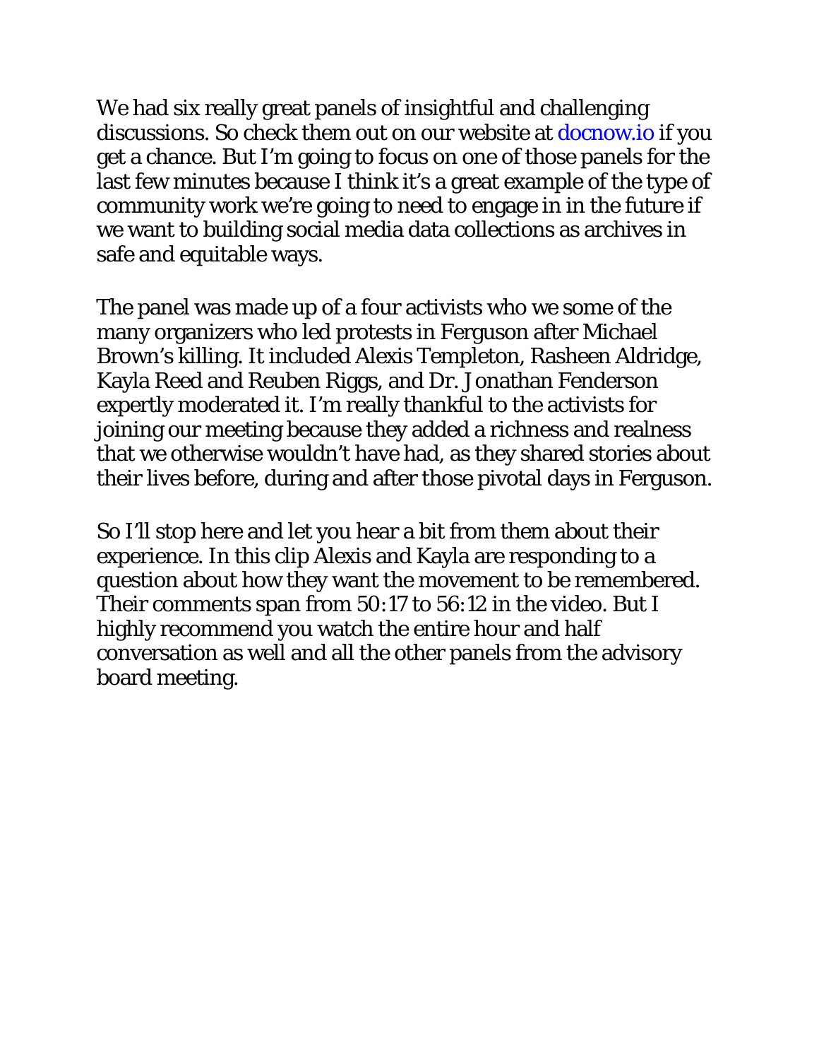We had six really great panels of insightful and challenging discussions. So check them out on our website at docnow.io if you get a chance. But I'm going to focus on one of those panels for the last few minutes because I think it's a great example of the type of community work we're going to need to engage in in the future if we want to building social media data collections as archives in safe and equitable ways.

The panel was made up of a four activists who we some of the many organizers who led protests in Ferguson after Michael Brown's killing. It included Alexis Templeton, Rasheen Aldridge, Kayla Reed and Reuben Riggs, and Dr. Jonathan Fenderson expertly moderated it. I'm really thankful to the activists for joining our meeting because they added a richness and realness that we otherwise wouldn't have had, as they shared stories about their lives before, during and after those pivotal days in Ferguson.

So I'll stop here and let you hear a bit from them about their experience. In this clip Alexis and Kayla are responding to a question about how they want the movement to be remembered. Their comments span from 50:17 to 56:12 in the video. But I highly recommend you watch the entire hour and half conversation as well and all the other panels from the advisory board meeting.